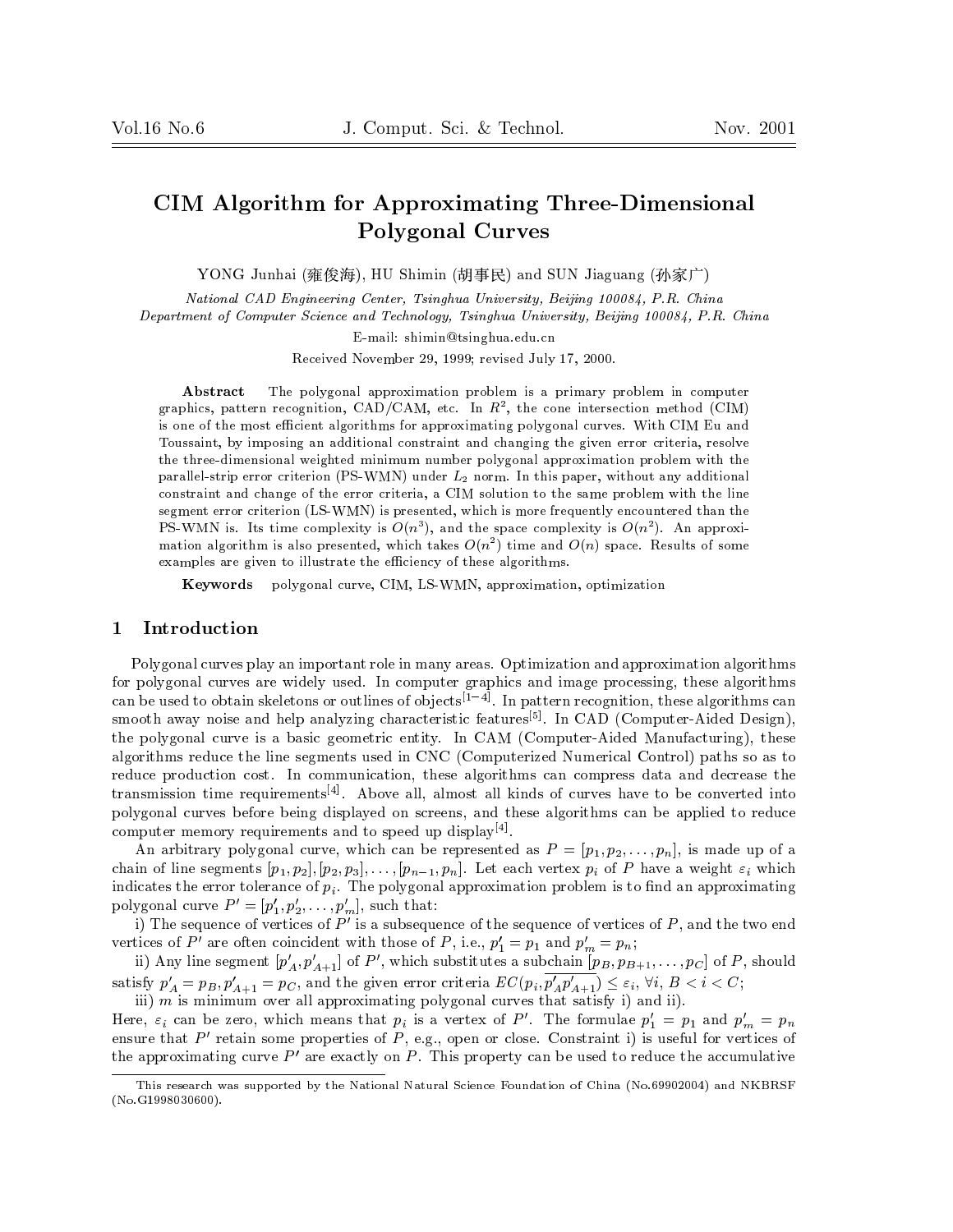# CIM Algorithm for Approximating Three-Dimensional Polygonal Curves

YONG Junhai (雍俊海), HU Shimin (胡事民) and SUN Jiaguang (孙家广)

*National CAD Engineering Center, Tsinghua University, Beijing 100084, P.R. China*

*Department of Computer Science and Technology, Tsinghua University, Beijing 100084, P.R. China*

E-mail: shimin@tsinghua.edu.cn

Received November 29, 1999; revised July 17, 2000.

**Abstract** The polygonal approximation problem is a primary problem in computer graphics, pattern recognition, CAD/CAM, etc. In $R^2$, the cone intersection method (CIM) is one of the most efficient algorithms for approximating polygonal curves. With CIM Eu and Toussaint, by imposing an additional constraint and changing the given error criteria, resolve the three-dimensional weighted minimum number polygonal approximation problem with the parallel-strip error criterion (PS-WMN) under $L_2$ norm. In this paper, without any additional constraint and change of the error criteria, a CIM solution to the same problem with the line segment error criterion (LS-WMN) is presented, which is more frequently encountered than the PS-WMN is. Its time complexity is $O(n^3)$, and the space complexity is $O(n^2)$. An approximation algorithm is also presented, which takes $O(n^2)$ time and $O(n)$ space. Results of some examples are given to illustrate the efficiency of these algorithms.

**Keywords** polygonal curve, CIM, LS-WMN, approximation, optimization

## 1 Introduction

Polygonal curves play an important role in many areas. Optimization and approximation algorithms for polygonal curves are widely used. In computer graphics and image processing, these algorithms can be used to obtain skeletons or outlines of objects[1–4]. In pattern recognition, these algorithms can smooth away noise and help analyzing characteristic features[5]. In CAD (Computer-Aided Design), the polygonal curve is a basic geometric entity. In CAM (Computer-Aided Manufacturing), these algorithms reduce the line segments used in CNC (Computerized Numerical Control) paths so as to reduce production cost. In communication, these algorithms can compress data and decrease the transmission time requirements[4]. Above all, almost all kinds of curves have to be converted into polygonal curves before being displayed on screens, and these algorithms can be applied to reduce computer memory requirements and to speed up display[4].

An arbitrary polygonal curve, which can be represented as $P = [p_1, p_2, \ldots, p_n]$, is made up of a chain of line segments $[p_1, p_2], [p_2, p_3], \ldots, [p_{n-1}, p_n]$. Let each vertex $p_i$ of $P$ have a weight $\varepsilon_i$ which indicates the error tolerance of $p_i$. The polygonal approximation problem is to find an approximating polygonal curve $P' = [p'_1, p'_2, \ldots, p'_m]$, such that:

i) The sequence of vertices of $P'$ is a subsequence of the sequence of vertices of $P$, and the two end vertices of $P'$ are often coincident with those of $P$, i.e., $p'_1 = p_1$ and $p'_m = p_n$;

ii) Any line segment $[p'_A, p'_{A+1}]$ of $P'$, which substitutes a subchain $[p_B, p_{B+1}, \ldots, p_C]$ of $P$, should satisfy $p'_A = p_B, p'_{A+1} = p_C$, and the given error criteria $EC(p_i, \overline{p'_A p'_{A+1}}) \le \varepsilon_i$, $\forall i$, $B < i < C$;

iii) $m$ is minimum over all approximating polygonal curves that satisfy i) and ii).

Here, $\varepsilon_i$ can be zero, which means that $p_i$ is a vertex of $P'$. The formulae $p'_1 = p_1$ and $p'_m = p_n$ ensure that $P'$ retain some properties of $P$, e.g., open or close. Constraint i) is useful for vertices of the approximating curve $P'$ are exactly on $P$. This property can be used to reduce the accumulative

This research was supported by the National Natural Science Foundation of China (No.69902004) and NKBRSF (No.G1998030600).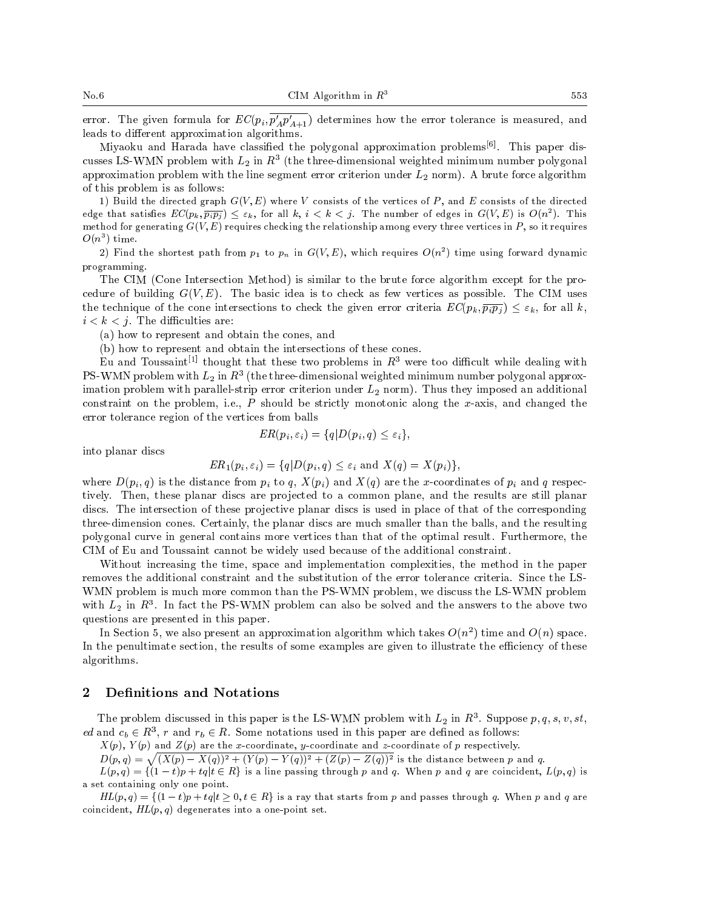error. The given formula for $EC(p_i, \overline{p'_A p'_{A+1}})$ determines how the error tolerance is measured, and leads to different approximation algorithms.

Miyaoku and Harada have classified the polygonal approximation problems[6]. This paper discusses LS-WMN problem with $L_2$ in $R^3$ (the three-dimensional weighted minimum number polygonal approximation problem with the line segment error criterion under $L_2$ norm). A brute force algorithm of this problem is as follows:

1) Build the directed graph $G(V,E)$ where $V$ consists of the vertices of $P$, and $E$ consists of the directed edge that satisfies $EC(p_k, \overline{p_i p_j}) \leq \varepsilon_k$, for all $k$, $i < k < j$. The number of edges in $G(V,E)$ is $O(n^2)$. This method for generating $G(V,E)$ requires checking the relationship among every three vertices in $P$, so it requires $O(n^3)$ time.

2) Find the shortest path from $p_1$ to $p_n$ in $G(V,E)$, which requires $O(n^2)$ time using forward dynamic programming.

The CIM (Cone Intersection Method) is similar to the brute force algorithm except for the procedure of building $G(V,E)$. The basic idea is to check as few vertices as possible. The CIM uses the technique of the cone intersections to check the given error criteria $EC(p_k, \overline{p_i p_j}) \leq \varepsilon_k$, for all $k$, $i < k < j$. The difficulties are:

(a) how to represent and obtain the cones, and

(b) how to represent and obtain the intersections of these cones.

Eu and Toussaint[1] thought that these two problems in $R^3$ were too difficult while dealing with PS-WMN problem with $L_2$ in $R^3$ (the three-dimensional weighted minimum number polygonal approximation problem with parallel-strip error criterion under $L_2$ norm). Thus they imposed an additional constraint on the problem, i.e., $P$ should be strictly monotonic along the $x$-axis, and changed the error tolerance region of the vertices from balls

$$ER(p_i, \varepsilon_i) = \{q | D(p_i, q) \leq \varepsilon_i\},$$

into planar discs

$$ER_1(p_i, \varepsilon_i) = \{q | D(p_i, q) \leq \varepsilon_i \text{ and } X(q) = X(p_i)\},$$

where $D(p_i, q)$ is the distance from $p_i$ to $q$, $X(p_i)$ and $X(q)$ are the $x$-coordinates of $p_i$ and $q$ respectively. Then, these planar discs are projected to a common plane, and the results are still planar discs. The intersection of these projective planar discs is used in place of that of the corresponding three-dimension cones. Certainly, the planar discs are much smaller than the balls, and the resulting polygonal curve in general contains more vertices than that of the optimal result. Furthermore, the CIM of Eu and Toussaint cannot be widely used because of the additional constraint.

Without increasing the time, space and implementation complexities, the method in the paper removes the additional constraint and the substitution of the error tolerance criteria. Since the LS-WMN problem is much more common than the PS-WMN problem, we discuss the LS-WMN problem with $L_2$ in $R^3$. In fact the PS-WMN problem can also be solved and the answers to the above two questions are presented in this paper.

In Section 5, we also present an approximation algorithm which takes $O(n^2)$ time and $O(n)$ space. In the penultimate section, the results of some examples are given to illustrate the efficiency of these algorithms.

## 2 Definitions and Notations

The problem discussed in this paper is the LS-WMN problem with $L_2$ in $R^3$. Suppose $p, q, s, v, st, ed$ and $c_b \in R^3$, $r$ and $r_b \in R$. Some notations used in this paper are defined as follows:

$X(p)$, $Y(p)$ and $Z(p)$ are the $x$-coordinate, $y$-coordinate and $z$-coordinate of $p$ respectively.

$D(p,q) = \sqrt{(X(p)-X(q))^2 + (Y(p)-Y(q))^2 + (Z(p)-Z(q))^2}$ is the distance between $p$ and $q$.

$L(p,q) = \{(1-t)p + tq | t \in R\}$ is a line passing through $p$ and $q$. When $p$ and $q$ are coincident, $L(p,q)$ is a set containing only one point.

$HL(p,q) = \{(1-t)p + tq | t \geq 0, t \in R\}$ is a ray that starts from $p$ and passes through $q$. When $p$ and $q$ are coincident, $HL(p,q)$ degenerates into a one-point set.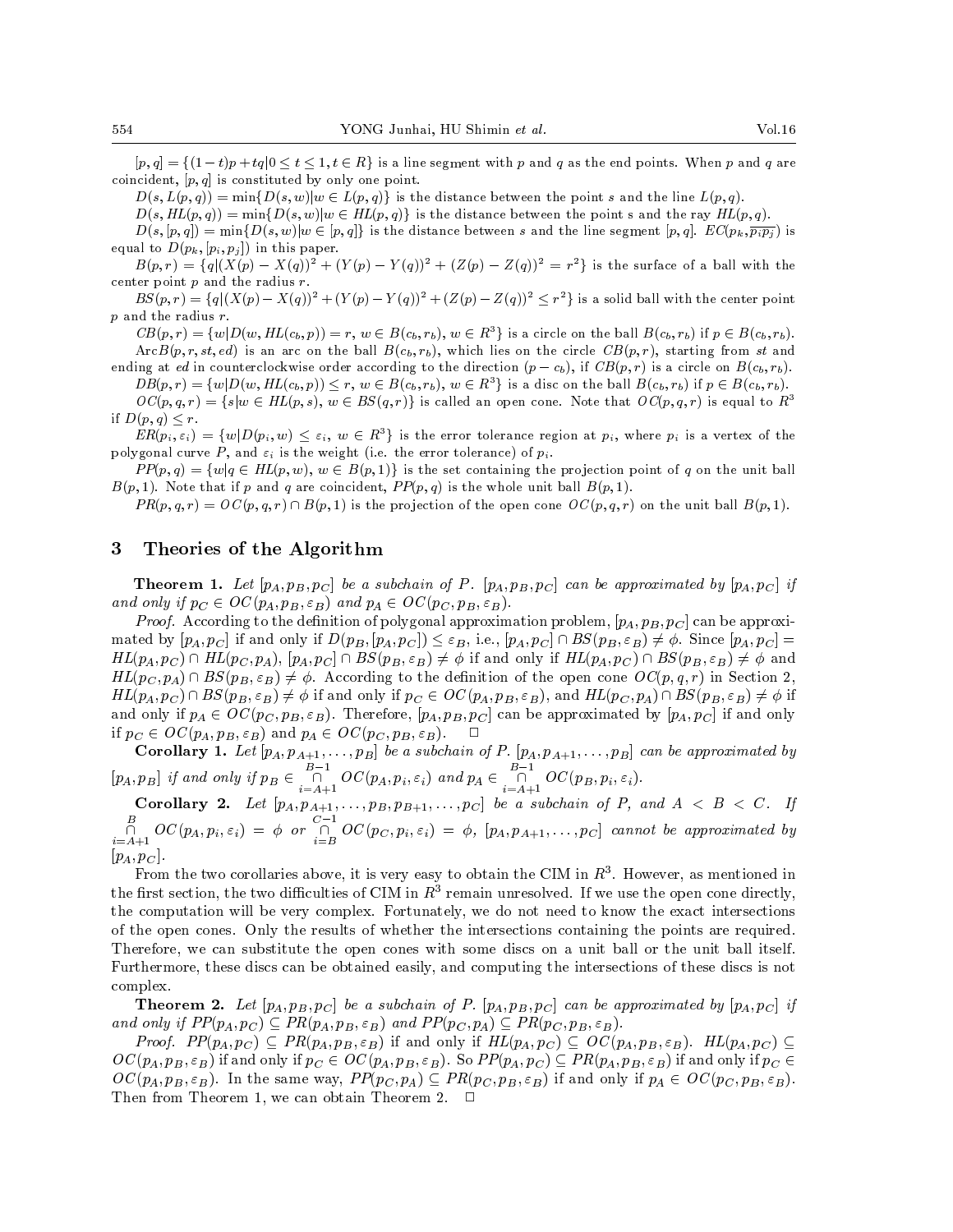$[p, q] = \{(1-t)p + tq | 0 \le t \le 1, t \in R\}$ is a line segment with $p$ and $q$ as the end points. When $p$ and $q$ are coincident, $[p, q]$ is constituted by only one point.

$D(s, L(p, q)) = \min\{D(s, w) | w \in L(p, q)\}$ is the distance between the point $s$ and the line $L(p, q)$.

$D(s, HL(p, q)) = \min\{D(s, w) | w \in HL(p, q)\}$ is the distance between the point s and the ray $HL(p, q)$.

$D(s, [p, q]) = \min\{D(s, w) | w \in [p, q]\}$ is the distance between $s$ and the line segment $[p, q]$. $EC(p_k, \overline{p_i p_j})$ is equal to $D(p_k, [p_i, p_j])$ in this paper.

$B(p, r) = \{q | (X(p) - X(q))^2 + (Y(p) - Y(q))^2 + (Z(p) - Z(q))^2 = r^2\}$ is the surface of a ball with the center point $p$ and the radius $r$.

$BS(p, r) = \{q | (X(p) - X(q))^2 + (Y(p) - Y(q))^2 + (Z(p) - Z(q))^2 \le r^2\}$ is a solid ball with the center point $p$ and the radius $r$.

$CB(p, r) = \{w | D(w, HL(c_b, p)) = r,\ w \in B(c_b, r_b),\ w \in R^3\}$ is a circle on the ball $B(c_b, r_b)$ if $p \in B(c_b, r_b)$.

$\text{Arc}B(p, r, st, ed)$ is an arc on the ball $B(c_b, r_b)$, which lies on the circle $CB(p, r)$, starting from $st$ and ending at $ed$ in counterclockwise order according to the direction $(p - c_b)$, if $CB(p, r)$ is a circle on $B(c_b, r_b)$.

$DB(p, r) = \{w | D(w, HL(c_b, p)) \le r,\ w \in B(c_b, r_b),\ w \in R^3\}$ is a disc on the ball $B(c_b, r_b)$ if $p \in B(c_b, r_b)$.

$OC(p, q, r) = \{s | w \in HL(p, s),\ w \in BS(q, r)\}$ is called an open cone. Note that $OC(p, q, r)$ is equal to $R^3$ if $D(p, q) \le r$.

$ER(p_i, \varepsilon_i) = \{w | D(p_i, w) \le \varepsilon_i,\ w \in R^3\}$ is the error tolerance region at $p_i$, where $p_i$ is a vertex of the polygonal curve $P$, and $\varepsilon_i$ is the weight (i.e. the error tolerance) of $p_i$.

$PP(p, q) = \{w | q \in HL(p, w),\ w \in B(p, 1)\}$ is the set containing the projection point of $q$ on the unit ball $B(p, 1)$. Note that if $p$ and $q$ are coincident, $PP(p, q)$ is the whole unit ball $B(p, 1)$.

$PR(p, q, r) = OC(p, q, r) \cap B(p, 1)$ is the projection of the open cone $OC(p, q, r)$ on the unit ball $B(p, 1)$.

## 3 Theories of the Algorithm

**Theorem 1.** *Let $[p_A, p_B, p_C]$ be a subchain of $P$. $[p_A, p_B, p_C]$ can be approximated by $[p_A, p_C]$ if and only if $p_C \in OC(p_A, p_B, \varepsilon_B)$ and $p_A \in OC(p_C, p_B, \varepsilon_B)$.*

*Proof.* According to the definition of polygonal approximation problem, $[p_A, p_B, p_C]$ can be approximated by $[p_A, p_C]$ if and only if $D(p_B, [p_A, p_C]) \le \varepsilon_B$, i.e., $[p_A, p_C] \cap BS(p_B, \varepsilon_B) \ne \phi$. Since $[p_A, p_C] = HL(p_A, p_C) \cap HL(p_C, p_A)$, $[p_A, p_C] \cap BS(p_B, \varepsilon_B) \ne \phi$ if and only if $HL(p_A, p_C) \cap BS(p_B, \varepsilon_B) \ne \phi$ and $HL(p_C, p_A) \cap BS(p_B, \varepsilon_B) \ne \phi$. According to the definition of the open cone $OC(p, q, r)$ in Section 2, $HL(p_A, p_C) \cap BS(p_B, \varepsilon_B) \ne \phi$ if and only if $p_C \in OC(p_A, p_B, \varepsilon_B)$, and $HL(p_C, p_A) \cap BS(p_B, \varepsilon_B) \ne \phi$ if and only if $p_A \in OC(p_C, p_B, \varepsilon_B)$. Therefore, $[p_A, p_B, p_C]$ can be approximated by $[p_A, p_C]$ if and only if $p_C \in OC(p_A, p_B, \varepsilon_B)$ and $p_A \in OC(p_C, p_B, \varepsilon_B)$. □

**Corollary 1.** *Let $[p_A, p_{A+1}, \ldots, p_B]$ be a subchain of $P$. $[p_A, p_{A+1}, \ldots, p_B]$ can be approximated by $[p_A, p_B]$ if and only if $p_B \in \bigcap_{i=A+1}^{B-1} OC(p_A, p_i, \varepsilon_i)$ and $p_A \in \bigcap_{i=A+1}^{B-1} OC(p_B, p_i, \varepsilon_i)$.*

**Corollary 2.** *Let $[p_A, p_{A+1}, \ldots, p_B, p_{B+1}, \ldots, p_C]$ be a subchain of $P$, and $A < B < C$. If $\bigcap_{i=A+1}^{B} OC(p_A, p_i, \varepsilon_i) = \phi$ or $\bigcap_{i=B}^{C-1} OC(p_C, p_i, \varepsilon_i) = \phi$, $[p_A, p_{A+1}, \ldots, p_C]$ cannot be approximated by $[p_A, p_C]$.*

From the two corollaries above, it is very easy to obtain the CIM in $R^3$. However, as mentioned in the first section, the two difficulties of CIM in $R^3$ remain unresolved. If we use the open cone directly, the computation will be very complex. Fortunately, we do not need to know the exact intersections of the open cones. Only the results of whether the intersections containing the points are required. Therefore, we can substitute the open cones with some discs on a unit ball or the unit ball itself. Furthermore, these discs can be obtained easily, and computing the intersections of these discs is not complex.

**Theorem 2.** *Let $[p_A, p_B, p_C]$ be a subchain of $P$. $[p_A, p_B, p_C]$ can be approximated by $[p_A, p_C]$ if and only if $PP(p_A, p_C) \subseteq PR(p_A, p_B, \varepsilon_B)$ and $PP(p_C, p_A) \subseteq PR(p_C, p_B, \varepsilon_B)$.*

*Proof.* $PP(p_A, p_C) \subseteq PR(p_A, p_B, \varepsilon_B)$ if and only if $HL(p_A, p_C) \subseteq OC(p_A, p_B, \varepsilon_B)$. $HL(p_A, p_C) \subseteq OC(p_A, p_B, \varepsilon_B)$ if and only if $p_C \in OC(p_A, p_B, \varepsilon_B)$. So $PP(p_A, p_C) \subseteq PR(p_A, p_B, \varepsilon_B)$ if and only if $p_C \in OC(p_A, p_B, \varepsilon_B)$. In the same way, $PP(p_C, p_A) \subseteq PR(p_C, p_B, \varepsilon_B)$ if and only if $p_A \in OC(p_C, p_B, \varepsilon_B)$. Then from Theorem 1, we can obtain Theorem 2. □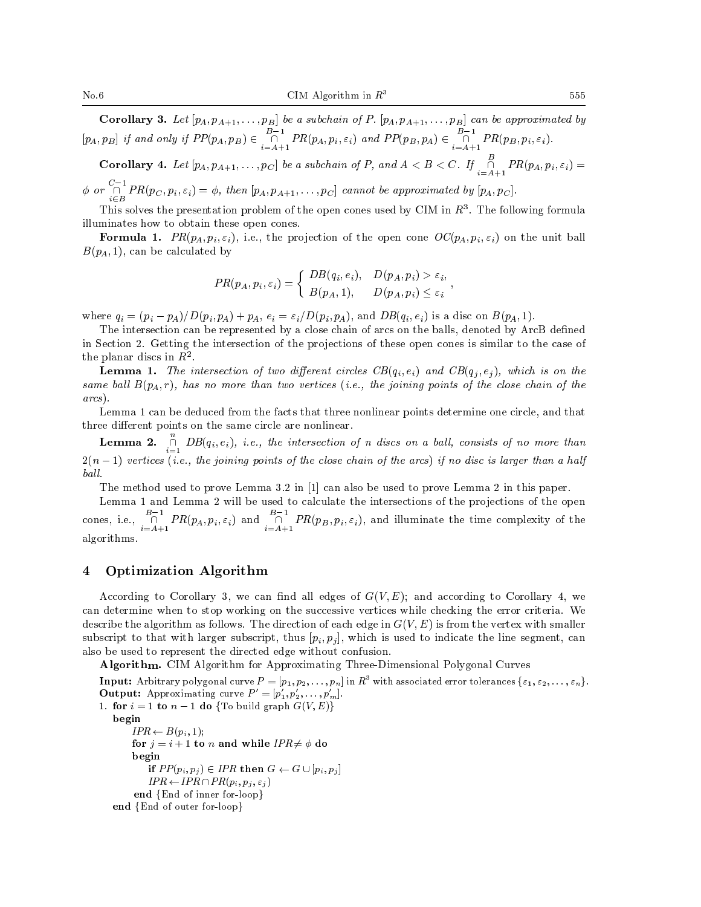**Corollary 3.** *Let $[p_A, p_{A+1}, \ldots, p_B]$ be a subchain of P. $[p_A, p_{A+1}, \ldots, p_B]$ can be approximated by $[p_A, p_B]$ if and only if $PP(p_A, p_B) \in \bigcap_{i=A+1}^{B-1} PR(p_A, p_i, \varepsilon_i)$ and $PP(p_B, p_A) \in \bigcap_{i=A+1}^{B-1} PR(p_B, p_i, \varepsilon_i)$.*

**Corollary 4.** *Let $[p_A, p_{A+1}, \ldots, p_C]$ be a subchain of P, and $A < B < C$. If $\bigcap_{i=A+1}^{B} PR(p_A, p_i, \varepsilon_i) = \phi$ or $\bigcap_{i \in B}^{C-1} PR(p_C, p_i, \varepsilon_i) = \phi$, then $[p_A, p_{A+1}, \ldots, p_C]$ cannot be approximated by $[p_A, p_C]$.*

This solves the presentation problem of the open cones used by CIM in $R^3$. The following formula illuminates how to obtain these open cones.

**Formula 1.** $PR(p_A, p_i, \varepsilon_i)$, i.e., the projection of the open cone $OC(p_A, p_i, \varepsilon_i)$ on the unit ball $B(p_A, 1)$, can be calculated by

$$PR(p_A, p_i, \varepsilon_i) = \begin{cases} DB(q_i, e_i), & D(p_A, p_i) > \varepsilon_i, \\ B(p_A, 1), & D(p_A, p_i) \le \varepsilon_i \end{cases},$$

where $q_i = (p_i - p_A)/D(p_i, p_A) + p_A$, $e_i = \varepsilon_i / D(p_i, p_A)$, and $DB(q_i, e_i)$ is a disc on $B(p_A, 1)$.

The intersection can be represented by a close chain of arcs on the balls, denoted by ArcB defined in Section 2. Getting the intersection of the projections of these open cones is similar to the case of the planar discs in $R^2$.

**Lemma 1.** *The intersection of two different circles $CB(q_i, e_i)$ and $CB(q_j, e_j)$, which is on the same ball $B(p_A, r)$, has no more than two vertices (i.e., the joining points of the close chain of the arcs).*

Lemma 1 can be deduced from the facts that three nonlinear points determine one circle, and that three different points on the same circle are nonlinear.

**Lemma 2.** *$\bigcap_{i=1}^{n} DB(q_i, e_i)$, i.e., the intersection of n discs on a ball, consists of no more than $2(n-1)$ vertices (i.e., the joining points of the close chain of the arcs) if no disc is larger than a half ball.*

The method used to prove Lemma 3.2 in [1] can also be used to prove Lemma 2 in this paper.

Lemma 1 and Lemma 2 will be used to calculate the intersections of the projections of the open cones, i.e., $\bigcap_{i=A+1}^{B-1} PR(p_A, p_i, \varepsilon_i)$ and $\bigcap_{i=A+1}^{B-1} PR(p_B, p_i, \varepsilon_i)$, and illuminate the time complexity of the algorithms.

## 4 Optimization Algorithm

According to Corollary 3, we can find all edges of $G(V, E)$; and according to Corollary 4, we can determine when to stop working on the successive vertices while checking the error criteria. We describe the algorithm as follows. The direction of each edge in $G(V, E)$ is from the vertex with smaller subscript to that with larger subscript, thus $[p_i, p_j]$, which is used to indicate the line segment, can also be used to represent the directed edge without confusion.

**Algorithm.** CIM Algorithm for Approximating Three-Dimensional Polygonal Curves

**Input:** Arbitrary polygonal curve $P = [p_1, p_2, \ldots, p_n]$ in $R^3$ with associated error tolerances $\{\varepsilon_1, \varepsilon_2, \ldots, \varepsilon_n\}$.
**Output:** Approximating curve $P' = [p'_1, p'_2, \ldots, p'_m]$.

1. **for** $i = 1$ **to** $n-1$ **do** {To build graph $G(V, E)$}
   **begin**
   &nbsp;&nbsp;&nbsp;&nbsp;$IPR \leftarrow B(p_i, 1)$;
   &nbsp;&nbsp;&nbsp;&nbsp;**for** $j = i+1$ **to** $n$ **and while** $IPR \ne \phi$ **do**
   &nbsp;&nbsp;&nbsp;&nbsp;**begin**
   &nbsp;&nbsp;&nbsp;&nbsp;&nbsp;&nbsp;&nbsp;&nbsp;**if** $PP(p_i, p_j) \in IPR$ **then** $G \leftarrow G \cup [p_i, p_j]$
   &nbsp;&nbsp;&nbsp;&nbsp;&nbsp;&nbsp;&nbsp;&nbsp;$IPR \leftarrow IPR \cap PR(p_i, p_j, \varepsilon_j)$
   &nbsp;&nbsp;&nbsp;&nbsp;**end** {End of inner for-loop}
   **end** {End of outer for-loop}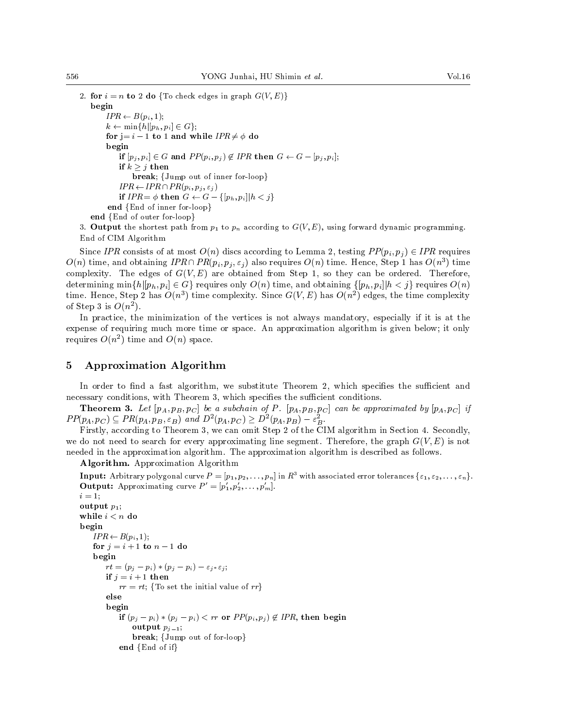2. **for** $i = n$ **to** 2 **do** {To check edges in graph $G(V, E)$}

```
begin
    IPR ← B(p_i, 1);
    k ← min{h|[p_h, p_i] ∈ G};
    for j = i − 1 to 1 and while IPR ≠ φ do
    begin
        if [p_j, p_i] ∈ G and PP(p_i, p_j) ∉ IPR then G ← G − [p_j, p_i];
        if k ≥ j then
            break; {Jump out of inner for-loop}
        IPR ← IPR ∩ PR(p_i, p_j, ε_j)
        if IPR = φ then G ← G − {[p_h, p_i]|h < j}
    end {End of inner for-loop}
end {End of outer for-loop}
```

3. **Output** the shortest path from $p_1$ to $p_n$ according to $G(V, E)$, using forward dynamic programming.

End of CIM Algorithm

Since $IPR$ consists of at most $O(n)$ discs according to Lemma 2, testing $PP(p_i, p_j) \in IPR$ requires $O(n)$ time, and obtaining $IPR \cap PR(p_i, p_j, \varepsilon_j)$ also requires $O(n)$ time. Hence, Step 1 has $O(n^3)$ time complexity. The edges of $G(V, E)$ are obtained from Step 1, so they can be ordered. Therefore, determining $\min\{h|[p_h, p_i] \in G\}$ requires only $O(n)$ time, and obtaining $\{[p_h, p_i]|h < j\}$ requires $O(n)$ time. Hence, Step 2 has $O(n^3)$ time complexity. Since $G(V, E)$ has $O(n^2)$ edges, the time complexity of Step 3 is $O(n^2)$.

In practice, the minimization of the vertices is not always mandatory, especially if it is at the expense of requiring much more time or space. An approximation algorithm is given below; it only requires $O(n^2)$ time and $O(n)$ space.

## 5 Approximation Algorithm

In order to find a fast algorithm, we substitute Theorem 2, which specifies the sufficient and necessary conditions, with Theorem 3, which specifies the sufficient conditions.

**Theorem 3.** *Let* $[p_A, p_B, p_C]$ *be a subchain of* $P$. $[p_A, p_B, p_C]$ *can be approximated by* $[p_A, p_C]$ *if* $PP(p_A, p_C) \subseteq PR(p_A, p_B, \varepsilon_B)$ *and* $D^2(p_A, p_C) \geq D^2(p_A, p_B) - \varepsilon_B^2$.

Firstly, according to Theorem 3, we can omit Step 2 of the CIM algorithm in Section 4. Secondly, we do not need to search for every approximating line segment. Therefore, the graph $G(V, E)$ is not needed in the approximation algorithm. The approximation algorithm is described as follows.

**Algorithm.** Approximation Algorithm

**Input:** Arbitrary polygonal curve $P = [p_1, p_2, \ldots, p_n]$ in $R^3$ with associated error tolerances $\{\varepsilon_1, \varepsilon_2, \ldots, \varepsilon_n\}$.
**Output:** Approximating curve $P' = [p'_1, p'_2, \ldots, p'_m]$.

```
i = 1;
output p_1;
while i < n do
begin
    IPR ← B(p_i, 1);
    for j = i + 1 to n − 1 do
    begin
        rt = (p_j − p_i) * (p_j − p_i) − ε_j * ε_j;
        if j = i + 1 then
            rr = rt; {To set the initial value of rr}
        else
        begin
            if (p_j − p_i) * (p_j − p_i) < rr or PP(p_i, p_j) ∉ IPR, then begin
                output p_{j−1};
                break; {Jump out of for-loop}
            end {End of if}
```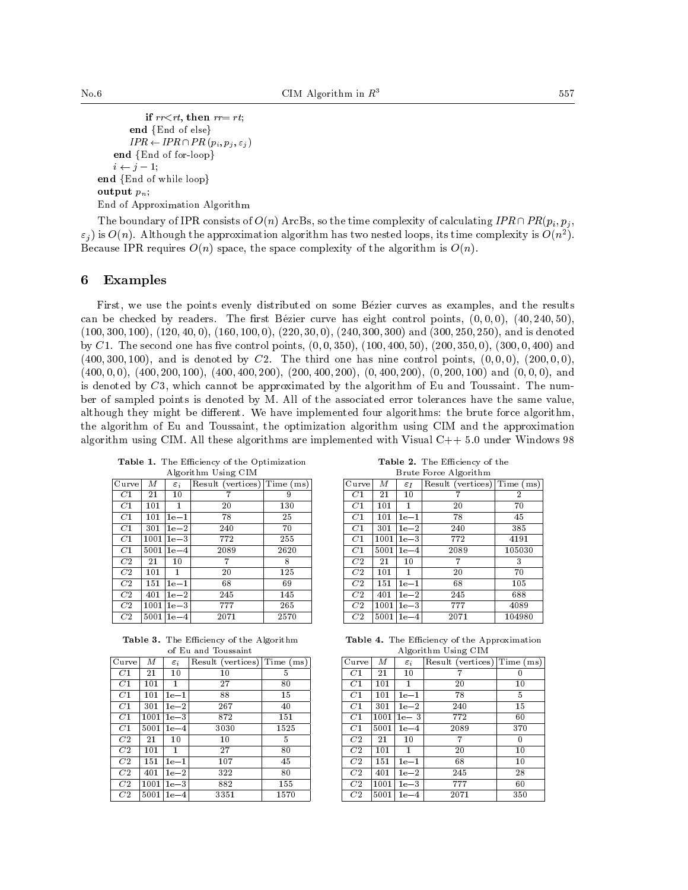**if** $rr < rt$, **then** $rr = rt$;
**end** {End of else}
$IPR \leftarrow IPR \cap PR(p_i, p_j, \varepsilon_j)$
**end** {End of for-loop}
$i \leftarrow j - 1$;
**end** {End of while loop}
**output** $p_n$;
End of Approximation Algorithm

The boundary of IPR consists of $O(n)$ ArcBs, so the time complexity of calculating $IPR \cap PR(p_i, p_j, \varepsilon_j)$ is $O(n)$. Although the approximation algorithm has two nested loops, its time complexity is $O(n^2)$. Because IPR requires $O(n)$ space, the space complexity of the algorithm is $O(n)$.

## 6 Examples

First, we use the points evenly distributed on some Bézier curves as examples, and the results can be checked by readers. The first Bézier curve has eight control points, $(0,0,0)$, $(40,240,50)$, $(100,300,100)$, $(120,40,0)$, $(160,100,0)$, $(220,30,0)$, $(240,300,300)$ and $(300,250,250)$, and is denoted by $C1$. The second one has five control points, $(0,0,350)$, $(100,400,50)$, $(200,350,0)$, $(300,0,400)$ and $(400,300,100)$, and is denoted by $C2$. The third one has nine control points, $(0,0,0)$, $(200,0,0)$, $(400,0,0)$, $(400,200,100)$, $(400,400,200)$, $(200,400,200)$, $(0,400,200)$, $(0,200,100)$ and $(0,0,0)$, and is denoted by $C3$, which cannot be approximated by the algorithm of Eu and Toussaint. The number of sampled points is denoted by M. All of the associated error tolerances have the same value, although they might be different. We have implemented four algorithms: the brute force algorithm, the algorithm of Eu and Toussaint, the optimization algorithm using CIM and the approximation algorithm using CIM. All these algorithms are implemented with Visual C++ 5.0 under Windows 98

**Table 1.** The Efficiency of the Optimization Algorithm Using CIM

| Curve | $M$ | $\varepsilon_i$ | Result (vertices) | Time (ms) |
|---|---|---|---|---|
| $C1$ | 21 | 10 | 7 | 9 |
| $C1$ | 101 | 1 | 20 | 130 |
| $C1$ | 101 | 1e−1 | 78 | 25 |
| $C1$ | 301 | 1e−2 | 240 | 70 |
| $C1$ | 1001 | 1e−3 | 772 | 255 |
| $C1$ | 5001 | 1e−4 | 2089 | 2620 |
| $C2$ | 21 | 10 | 7 | 8 |
| $C2$ | 101 | 1 | 20 | 125 |
| $C2$ | 151 | 1e−1 | 68 | 69 |
| $C2$ | 401 | 1e−2 | 245 | 145 |
| $C2$ | 1001 | 1e−3 | 777 | 265 |
| $C2$ | 5001 | 1e−4 | 2071 | 2570 |

**Table 2.** The Efficiency of the Brute Force Algorithm

| Curve | $M$ | $\varepsilon_I$ | Result (vertices) | Time (ms) |
|---|---|---|---|---|
| $C1$ | 21 | 10 | 7 | 2 |
| $C1$ | 101 | 1 | 20 | 70 |
| $C1$ | 101 | 1e−1 | 78 | 45 |
| $C1$ | 301 | 1e−2 | 240 | 385 |
| $C1$ | 1001 | 1e−3 | 772 | 4191 |
| $C1$ | 5001 | 1e−4 | 2089 | 105030 |
| $C2$ | 21 | 10 | 7 | 3 |
| $C2$ | 101 | 1 | 20 | 70 |
| $C2$ | 151 | 1e−1 | 68 | 105 |
| $C2$ | 401 | 1e−2 | 245 | 688 |
| $C2$ | 1001 | 1e−3 | 777 | 4089 |
| $C2$ | 5001 | 1e−4 | 2071 | 104980 |

**Table 3.** The Efficiency of the Algorithm of Eu and Toussaint

| Curve | $M$ | $\varepsilon_i$ | Result (vertices) | Time (ms) |
|---|---|---|---|---|
| $C1$ | 21 | 10 | 10 | 5 |
| $C1$ | 101 | 1 | 27 | 80 |
| $C1$ | 101 | 1e−1 | 88 | 15 |
| $C1$ | 301 | 1e−2 | 267 | 40 |
| $C1$ | 1001 | 1e−3 | 872 | 151 |
| $C1$ | 5001 | 1e−4 | 3030 | 1525 |
| $C2$ | 21 | 10 | 10 | 5 |
| $C2$ | 101 | 1 | 27 | 80 |
| $C2$ | 151 | 1e−1 | 107 | 45 |
| $C2$ | 401 | 1e−2 | 322 | 80 |
| $C2$ | 1001 | 1e−3 | 882 | 155 |
| $C2$ | 5001 | 1e−4 | 3351 | 1570 |

**Table 4.** The Efficiency of the Approximation Algorithm Using CIM

| Curve | $M$ | $\varepsilon_i$ | Result (vertices) | Time (ms) |
|---|---|---|---|---|
| $C1$ | 21 | 10 | 7 | 0 |
| $C1$ | 101 | 1 | 20 | 10 |
| $C1$ | 101 | 1e−1 | 78 | 5 |
| $C1$ | 301 | 1e−2 | 240 | 15 |
| $C1$ | 1001 | 1e− 3 | 772 | 60 |
| $C1$ | 5001 | 1e−4 | 2089 | 370 |
| $C2$ | 21 | 10 | 7 | 0 |
| $C2$ | 101 | 1 | 20 | 10 |
| $C2$ | 151 | 1e−1 | 68 | 10 |
| $C2$ | 401 | 1e−2 | 245 | 28 |
| $C2$ | 1001 | 1e−3 | 777 | 60 |
| $C2$ | 5001 | 1e−4 | 2071 | 350 |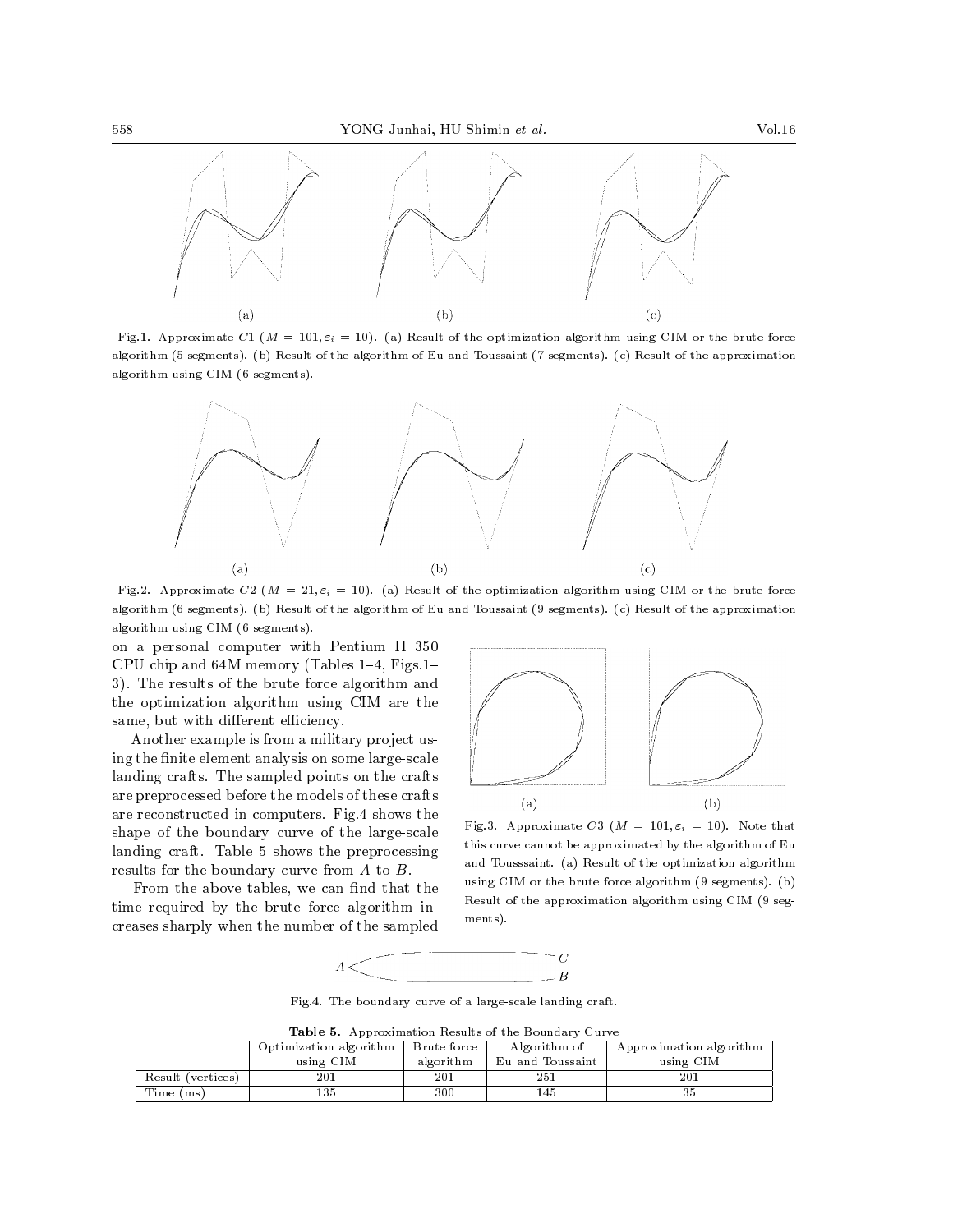Fig.1. Approximate $C1$ ($M = 101, \varepsilon_i = 10$). (a) Result of the optimization algorithm using CIM or the brute force algorithm (5 segments). (b) Result of the algorithm of Eu and Toussaint (7 segments). (c) Result of the approximation algorithm using CIM (6 segments).

Fig.2. Approximate $C2$ ($M = 21, \varepsilon_i = 10$). (a) Result of the optimization algorithm using CIM or the brute force algorithm (6 segments). (b) Result of the algorithm of Eu and Toussaint (9 segments). (c) Result of the approximation algorithm using CIM (6 segments).

on a personal computer with Pentium II 350 CPU chip and 64M memory (Tables 1–4, Figs.1–3). The results of the brute force algorithm and the optimization algorithm using CIM are the same, but with different efficiency.

Another example is from a military project using the finite element analysis on some large-scale landing crafts. The sampled points on the crafts are preprocessed before the models of these crafts are reconstructed in computers. Fig.4 shows the shape of the boundary curve of the large-scale landing craft. Table 5 shows the preprocessing results for the boundary curve from $A$ to $B$.

From the above tables, we can find that the time required by the brute force algorithm increases sharply when the number of the sampled

Fig.3. Approximate $C3$ ($M = 101, \varepsilon_i = 10$). Note that this curve cannot be approximated by the algorithm of Eu and Tousssaint. (a) Result of the optimization algorithm using CIM or the brute force algorithm (9 segments). (b) Result of the approximation algorithm using CIM (9 segments).

Fig.4. The boundary curve of a large-scale landing craft.

**Table 5.** Approximation Results of the Boundary Curve

| | Optimization algorithm using CIM | Brute force algorithm | Algorithm of Eu and Toussaint | Approximation algorithm using CIM |
|---|---|---|---|---|
| Result (vertices) | 201 | 201 | 251 | 201 |
| Time (ms) | 135 | 300 | 145 | 35 |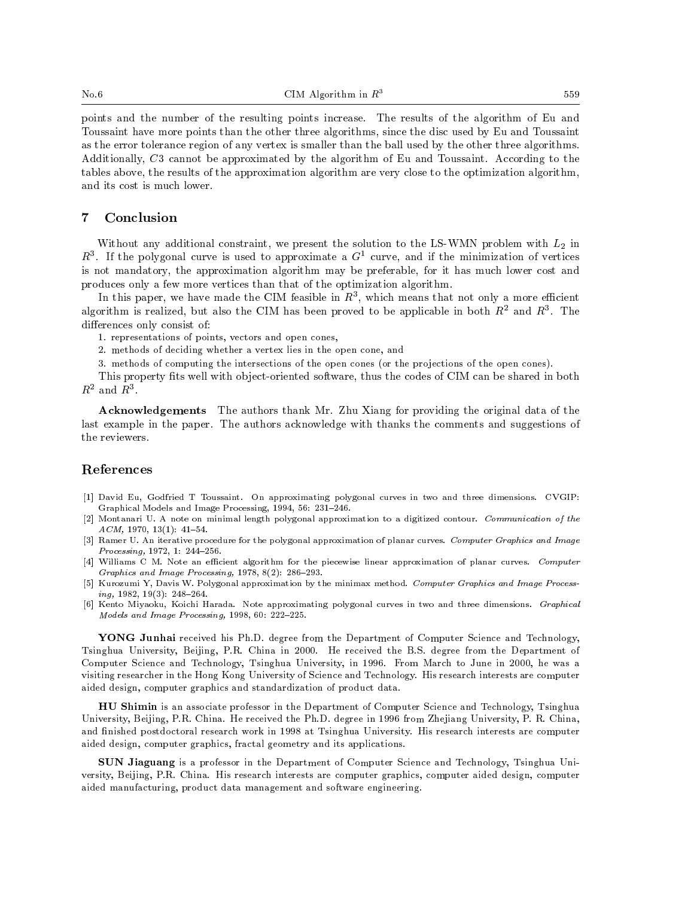points and the number of the resulting points increase. The results of the algorithm of Eu and Toussaint have more points than the other three algorithms, since the disc used by Eu and Toussaint as the error tolerance region of any vertex is smaller than the ball used by the other three algorithms. Additionally, $C3$ cannot be approximated by the algorithm of Eu and Toussaint. According to the tables above, the results of the approximation algorithm are very close to the optimization algorithm, and its cost is much lower.

## 7 Conclusion

Without any additional constraint, we present the solution to the LS-WMN problem with $L_2$ in $R^3$. If the polygonal curve is used to approximate a $G^1$ curve, and if the minimization of vertices is not mandatory, the approximation algorithm may be preferable, for it has much lower cost and produces only a few more vertices than that of the optimization algorithm.

In this paper, we have made the CIM feasible in $R^3$, which means that not only a more efficient algorithm is realized, but also the CIM has been proved to be applicable in both $R^2$ and $R^3$. The differences only consist of:

1. representations of points, vectors and open cones,
2. methods of deciding whether a vertex lies in the open cone, and
3. methods of computing the intersections of the open cones (or the projections of the open cones).

This property fits well with object-oriented software, thus the codes of CIM can be shared in both $R^2$ and $R^3$.

**Acknowledgements** The authors thank Mr. Zhu Xiang for providing the original data of the last example in the paper. The authors acknowledge with thanks the comments and suggestions of the reviewers.

## References

[1] David Eu, Godfried T Toussaint. On approximating polygonal curves in two and three dimensions. CVGIP: Graphical Models and Image Processing, 1994, 56: 231–246.

[2] Montanari U. A note on minimal length polygonal approximation to a digitized contour. *Communication of the ACM,* 1970, 13(1): 41–54.

[3] Ramer U. An iterative procedure for the polygonal approximation of planar curves. *Computer Graphics and Image Processing,* 1972, 1: 244–256.

[4] Williams C M. Note an efficient algorithm for the piecewise linear approximation of planar curves. *Computer Graphics and Image Processing,* 1978, 8(2): 286–293.

[5] Kurozumi Y, Davis W. Polygonal approximation by the minimax method. *Computer Graphics and Image Processing,* 1982, 19(3): 248–264.

[6] Kento Miyaoku, Koichi Harada. Note approximating polygonal curves in two and three dimensions. *Graphical Models and Image Processing,* 1998, 60: 222–225.

**YONG Junhai** received his Ph.D. degree from the Department of Computer Science and Technology, Tsinghua University, Beijing, P.R. China in 2000. He received the B.S. degree from the Department of Computer Science and Technology, Tsinghua University, in 1996. From March to June in 2000, he was a visiting researcher in the Hong Kong University of Science and Technology. His research interests are computer aided design, computer graphics and standardization of product data.

**HU Shimin** is an associate professor in the Department of Computer Science and Technology, Tsinghua University, Beijing, P.R. China. He received the Ph.D. degree in 1996 from Zhejiang University, P. R. China, and finished postdoctoral research work in 1998 at Tsinghua University. His research interests are computer aided design, computer graphics, fractal geometry and its applications.

**SUN Jiaguang** is a professor in the Department of Computer Science and Technology, Tsinghua University, Beijing, P.R. China. His research interests are computer graphics, computer aided design, computer aided manufacturing, product data management and software engineering.